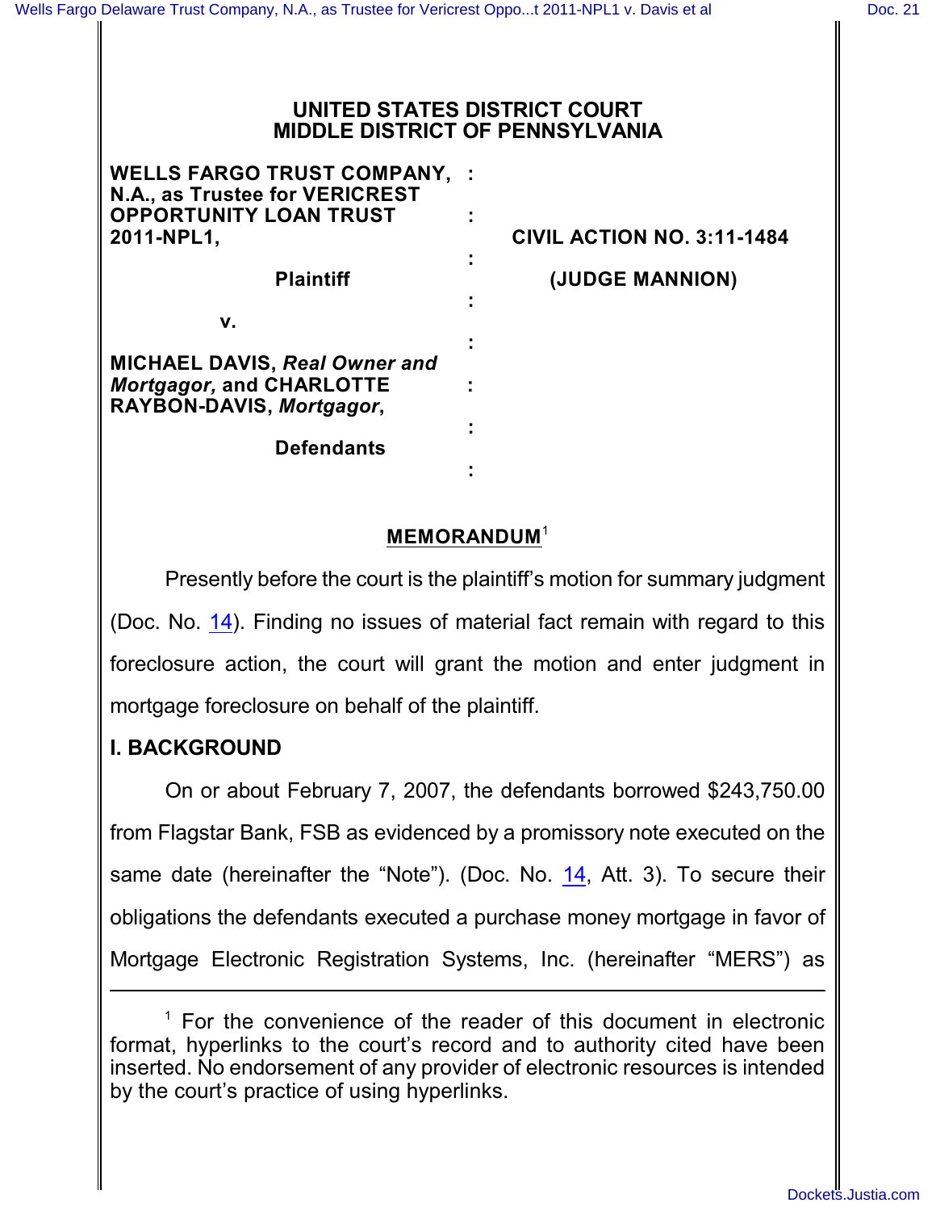**UNITED STATES DISTRICT COURT**
**MIDDLE DISTRICT OF PENNSYLVANIA**

| | | |
|---|---|---|
| **WELLS FARGO TRUST COMPANY, N.A., as Trustee for VERICREST OPPORTUNITY LOAN TRUST 2011-NPL1,** | : | **CIVIL ACTION NO. 3:11-1484** |
| **Plaintiff** | : | **(JUDGE MANNION)** |
| **v.** | : | |
| **MICHAEL DAVIS, *Real Owner and Mortgagor,* and CHARLOTTE RAYBON-DAVIS, *Mortgagor*,** | : | |
| **Defendants** | : | |

## MEMORANDUM[1]

Presently before the court is the plaintiff's motion for summary judgment (Doc. No. 14). Finding no issues of material fact remain with regard to this foreclosure action, the court will grant the motion and enter judgment in mortgage foreclosure on behalf of the plaintiff.

## I. BACKGROUND

On or about February 7, 2007, the defendants borrowed $243,750.00 from Flagstar Bank, FSB as evidenced by a promissory note executed on the same date (hereinafter the "Note"). (Doc. No. 14, Att. 3). To secure their obligations the defendants executed a purchase money mortgage in favor of Mortgage Electronic Registration Systems, Inc. (hereinafter "MERS") as

[1] For the convenience of the reader of this document in electronic format, hyperlinks to the court's record and to authority cited have been inserted. No endorsement of any provider of electronic resources is intended by the court's practice of using hyperlinks.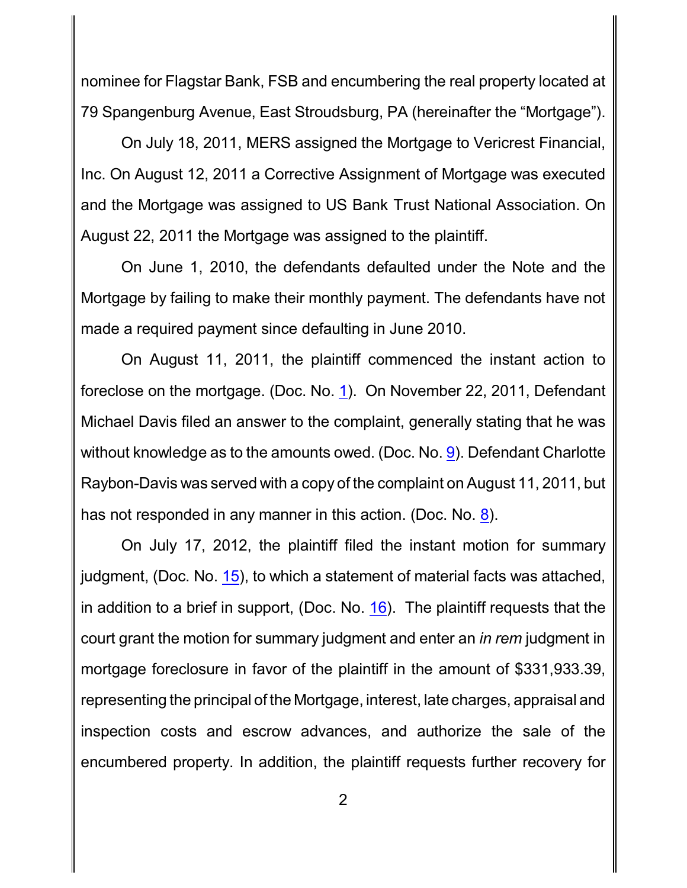nominee for Flagstar Bank, FSB and encumbering the real property located at 79 Spangenburg Avenue, East Stroudsburg, PA (hereinafter the "Mortgage").

On July 18, 2011, MERS assigned the Mortgage to Vericrest Financial, Inc. On August 12, 2011 a Corrective Assignment of Mortgage was executed and the Mortgage was assigned to US Bank Trust National Association. On August 22, 2011 the Mortgage was assigned to the plaintiff.

On June 1, 2010, the defendants defaulted under the Note and the Mortgage by failing to make their monthly payment. The defendants have not made a required payment since defaulting in June 2010.

On August 11, 2011, the plaintiff commenced the instant action to foreclose on the mortgage. (Doc. No. 1). On November 22, 2011, Defendant Michael Davis filed an answer to the complaint, generally stating that he was without knowledge as to the amounts owed. (Doc. No. 9). Defendant Charlotte Raybon-Davis was served with a copy of the complaint on August 11, 2011, but has not responded in any manner in this action. (Doc. No. 8).

On July 17, 2012, the plaintiff filed the instant motion for summary judgment, (Doc. No. 15), to which a statement of material facts was attached, in addition to a brief in support, (Doc. No. 16). The plaintiff requests that the court grant the motion for summary judgment and enter an *in rem* judgment in mortgage foreclosure in favor of the plaintiff in the amount of $331,933.39, representing the principal of the Mortgage, interest, late charges, appraisal and inspection costs and escrow advances, and authorize the sale of the encumbered property. In addition, the plaintiff requests further recovery for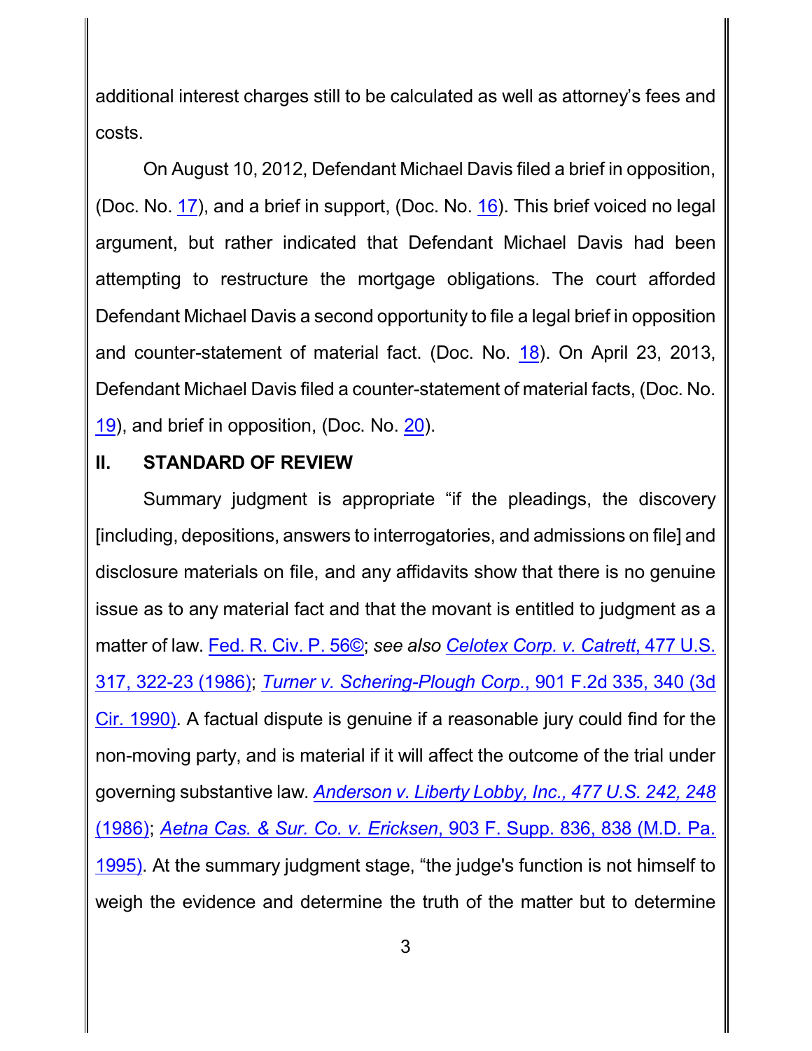additional interest charges still to be calculated as well as attorney's fees and costs.

On August 10, 2012, Defendant Michael Davis filed a brief in opposition, (Doc. No. 17), and a brief in support, (Doc. No. 16). This brief voiced no legal argument, but rather indicated that Defendant Michael Davis had been attempting to restructure the mortgage obligations. The court afforded Defendant Michael Davis a second opportunity to file a legal brief in opposition and counter-statement of material fact. (Doc. No. 18). On April 23, 2013, Defendant Michael Davis filed a counter-statement of material facts, (Doc. No. 19), and brief in opposition, (Doc. No. 20).

## II. STANDARD OF REVIEW

Summary judgment is appropriate "if the pleadings, the discovery [including, depositions, answers to interrogatories, and admissions on file] and disclosure materials on file, and any affidavits show that there is no genuine issue as to any material fact and that the movant is entitled to judgment as a matter of law. Fed. R. Civ. P. 56©; *see also* *Celotex Corp. v. Catrett*, 477 U.S. 317, 322-23 (1986); *Turner v. Schering-Plough Corp.*, 901 F.2d 335, 340 (3d Cir. 1990). A factual dispute is genuine if a reasonable jury could find for the non-moving party, and is material if it will affect the outcome of the trial under governing substantive law. *Anderson v. Liberty Lobby, Inc., 477 U.S. 242, 248* (1986); *Aetna Cas. & Sur. Co. v. Ericksen*, 903 F. Supp. 836, 838 (M.D. Pa. 1995). At the summary judgment stage, "the judge's function is not himself to weigh the evidence and determine the truth of the matter but to determine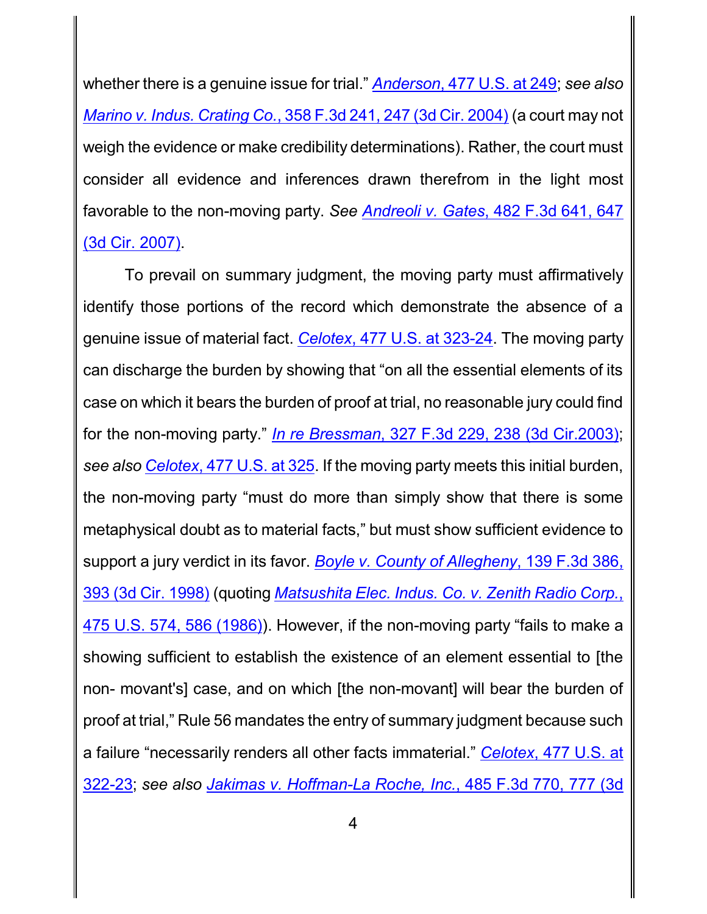whether there is a genuine issue for trial." *Anderson*, 477 U.S. at 249; *see also* *Marino v. Indus. Crating Co.*, 358 F.3d 241, 247 (3d Cir. 2004) (a court may not weigh the evidence or make credibility determinations). Rather, the court must consider all evidence and inferences drawn therefrom in the light most favorable to the non-moving party. *See* *Andreoli v. Gates*, 482 F.3d 641, 647 (3d Cir. 2007).

To prevail on summary judgment, the moving party must affirmatively identify those portions of the record which demonstrate the absence of a genuine issue of material fact. *Celotex*, 477 U.S. at 323-24. The moving party can discharge the burden by showing that "on all the essential elements of its case on which it bears the burden of proof at trial, no reasonable jury could find for the non-moving party." *In re Bressman*, 327 F.3d 229, 238 (3d Cir.2003); *see also* *Celotex*, 477 U.S. at 325. If the moving party meets this initial burden, the non-moving party "must do more than simply show that there is some metaphysical doubt as to material facts," but must show sufficient evidence to support a jury verdict in its favor. *Boyle v. County of Allegheny*, 139 F.3d 386, 393 (3d Cir. 1998) (quoting *Matsushita Elec. Indus. Co. v. Zenith Radio Corp.*, 475 U.S. 574, 586 (1986)). However, if the non-moving party "fails to make a showing sufficient to establish the existence of an element essential to [the non- movant's] case, and on which [the non-movant] will bear the burden of proof at trial," Rule 56 mandates the entry of summary judgment because such a failure "necessarily renders all other facts immaterial." *Celotex*, 477 U.S. at 322-23; *see also* *Jakimas v. Hoffman-La Roche, Inc.*, 485 F.3d 770, 777 (3d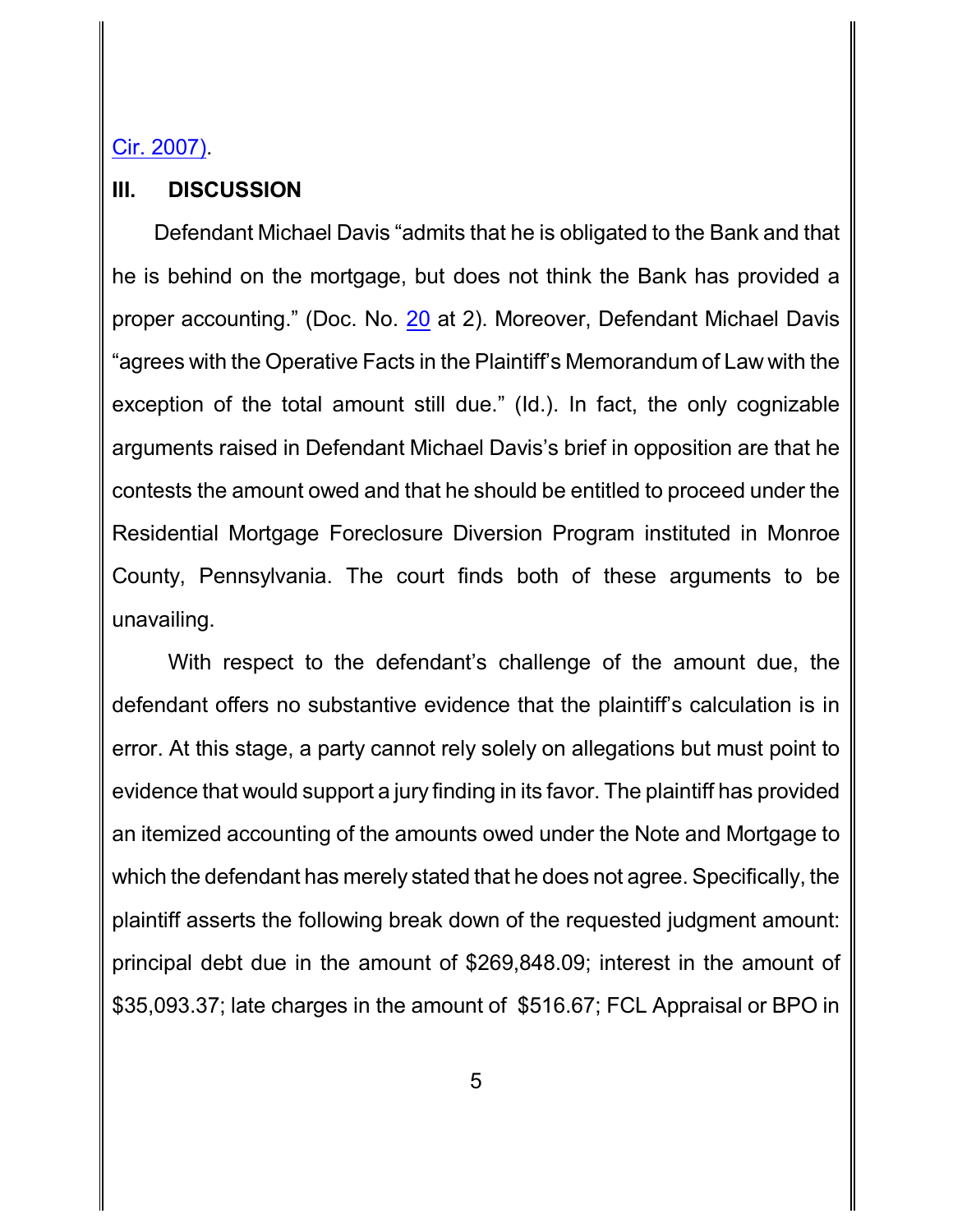Cir. 2007).

## III. DISCUSSION

Defendant Michael Davis "admits that he is obligated to the Bank and that he is behind on the mortgage, but does not think the Bank has provided a proper accounting." (Doc. No. 20 at 2). Moreover, Defendant Michael Davis "agrees with the Operative Facts in the Plaintiff's Memorandum of Law with the exception of the total amount still due." (Id.). In fact, the only cognizable arguments raised in Defendant Michael Davis's brief in opposition are that he contests the amount owed and that he should be entitled to proceed under the Residential Mortgage Foreclosure Diversion Program instituted in Monroe County, Pennsylvania. The court finds both of these arguments to be unavailing.

With respect to the defendant's challenge of the amount due, the defendant offers no substantive evidence that the plaintiff's calculation is in error. At this stage, a party cannot rely solely on allegations but must point to evidence that would support a jury finding in its favor. The plaintiff has provided an itemized accounting of the amounts owed under the Note and Mortgage to which the defendant has merely stated that he does not agree. Specifically, the plaintiff asserts the following break down of the requested judgment amount: principal debt due in the amount of $269,848.09; interest in the amount of $35,093.37; late charges in the amount of $516.67; FCL Appraisal or BPO in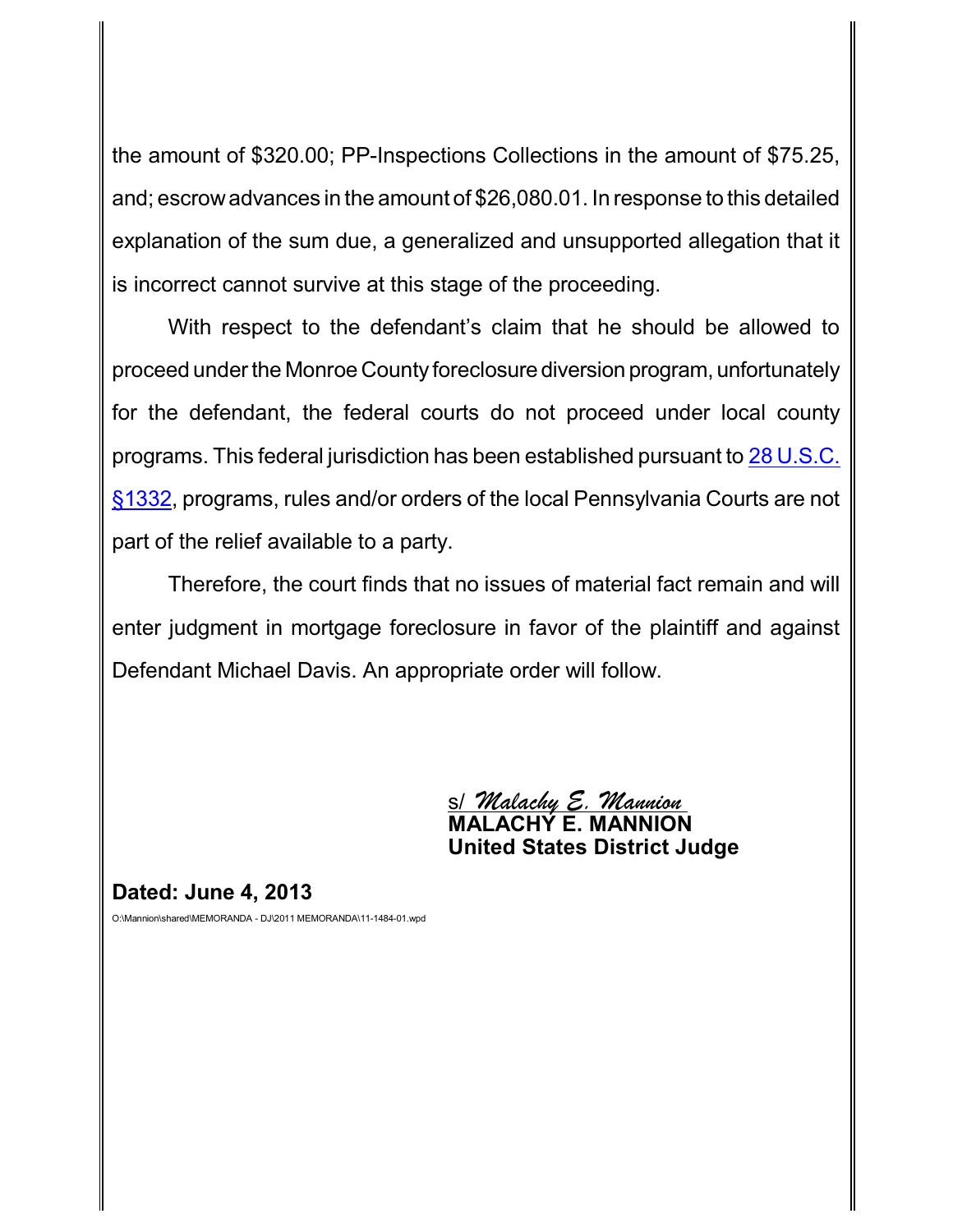the amount of $320.00; PP-Inspections Collections in the amount of $75.25, and; escrow advances in the amount of $26,080.01. In response to this detailed explanation of the sum due, a generalized and unsupported allegation that it is incorrect cannot survive at this stage of the proceeding.

With respect to the defendant's claim that he should be allowed to proceed under the Monroe County foreclosure diversion program, unfortunately for the defendant, the federal courts do not proceed under local county programs. This federal jurisdiction has been established pursuant to 28 U.S.C. §1332, programs, rules and/or orders of the local Pennsylvania Courts are not part of the relief available to a party.

Therefore, the court finds that no issues of material fact remain and will enter judgment in mortgage foreclosure in favor of the plaintiff and against Defendant Michael Davis. An appropriate order will follow.

s/ *Malachy E. Mannion*
**MALACHY E. MANNION**
**United States District Judge**

**Dated: June 4, 2013**

O:\Mannion\shared\MEMORANDA - DJ\2011 MEMORANDA\11-1484-01.wpd